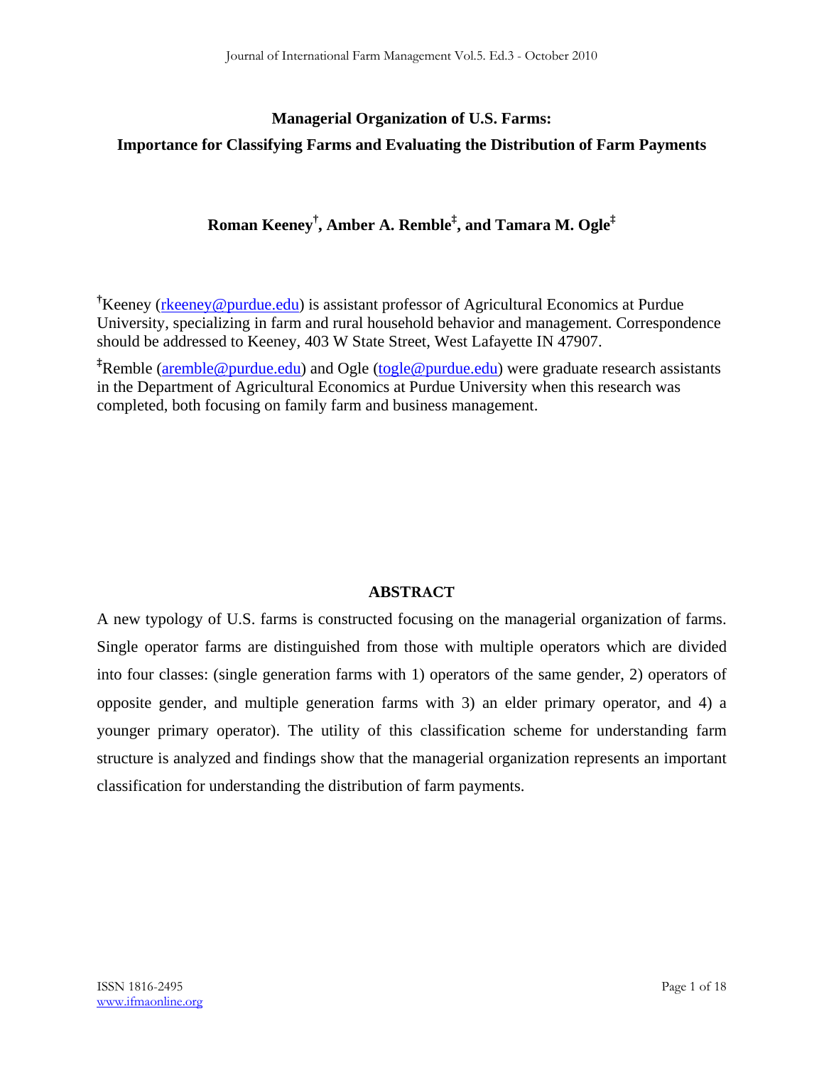# Managerial Organization of U.S. Farms:

# Importance for Classifying Farms and Evaluating the Distribution of Farm Payments

**Roman Keeney[†], Amber A. Remble[‡], and Tamara M. Ogle[‡]**

[†]Keeney (rkeeney@purdue.edu) is assistant professor of Agricultural Economics at Purdue University, specializing in farm and rural household behavior and management. Correspondence should be addressed to Keeney, 403 W State Street, West Lafayette IN 47907.

[‡]Remble (aremble@purdue.edu) and Ogle (togle@purdue.edu) were graduate research assistants in the Department of Agricultural Economics at Purdue University when this research was completed, both focusing on family farm and business management.

## ABSTRACT

A new typology of U.S. farms is constructed focusing on the managerial organization of farms. Single operator farms are distinguished from those with multiple operators which are divided into four classes: (single generation farms with 1) operators of the same gender, 2) operators of opposite gender, and multiple generation farms with 3) an elder primary operator, and 4) a younger primary operator). The utility of this classification scheme for understanding farm structure is analyzed and findings show that the managerial organization represents an important classification for understanding the distribution of farm payments.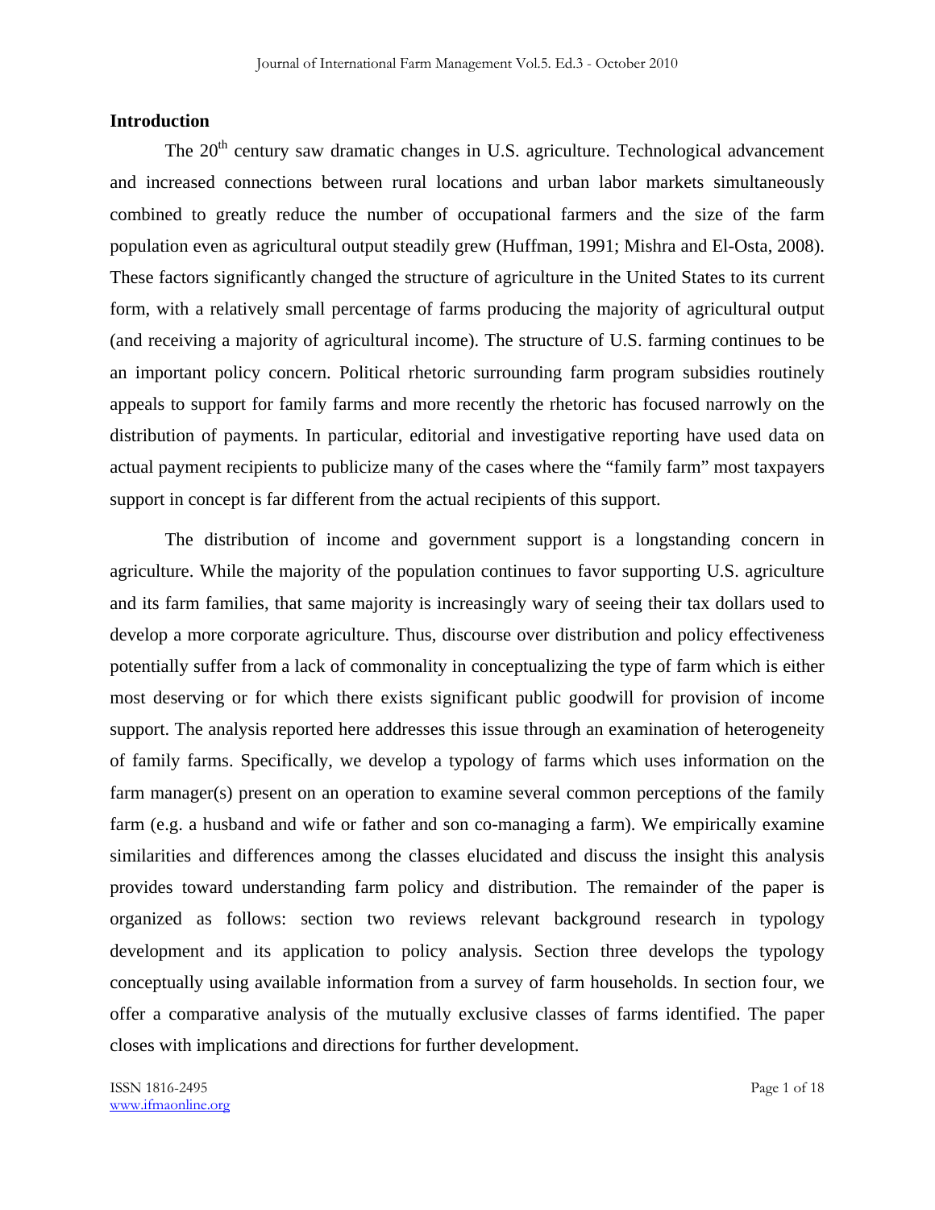## Introduction

The 20th century saw dramatic changes in U.S. agriculture. Technological advancement and increased connections between rural locations and urban labor markets simultaneously combined to greatly reduce the number of occupational farmers and the size of the farm population even as agricultural output steadily grew (Huffman, 1991; Mishra and El-Osta, 2008). These factors significantly changed the structure of agriculture in the United States to its current form, with a relatively small percentage of farms producing the majority of agricultural output (and receiving a majority of agricultural income). The structure of U.S. farming continues to be an important policy concern. Political rhetoric surrounding farm program subsidies routinely appeals to support for family farms and more recently the rhetoric has focused narrowly on the distribution of payments. In particular, editorial and investigative reporting have used data on actual payment recipients to publicize many of the cases where the "family farm" most taxpayers support in concept is far different from the actual recipients of this support.

The distribution of income and government support is a longstanding concern in agriculture. While the majority of the population continues to favor supporting U.S. agriculture and its farm families, that same majority is increasingly wary of seeing their tax dollars used to develop a more corporate agriculture. Thus, discourse over distribution and policy effectiveness potentially suffer from a lack of commonality in conceptualizing the type of farm which is either most deserving or for which there exists significant public goodwill for provision of income support. The analysis reported here addresses this issue through an examination of heterogeneity of family farms. Specifically, we develop a typology of farms which uses information on the farm manager(s) present on an operation to examine several common perceptions of the family farm (e.g. a husband and wife or father and son co-managing a farm). We empirically examine similarities and differences among the classes elucidated and discuss the insight this analysis provides toward understanding farm policy and distribution. The remainder of the paper is organized as follows: section two reviews relevant background research in typology development and its application to policy analysis. Section three develops the typology conceptually using available information from a survey of farm households. In section four, we offer a comparative analysis of the mutually exclusive classes of farms identified. The paper closes with implications and directions for further development.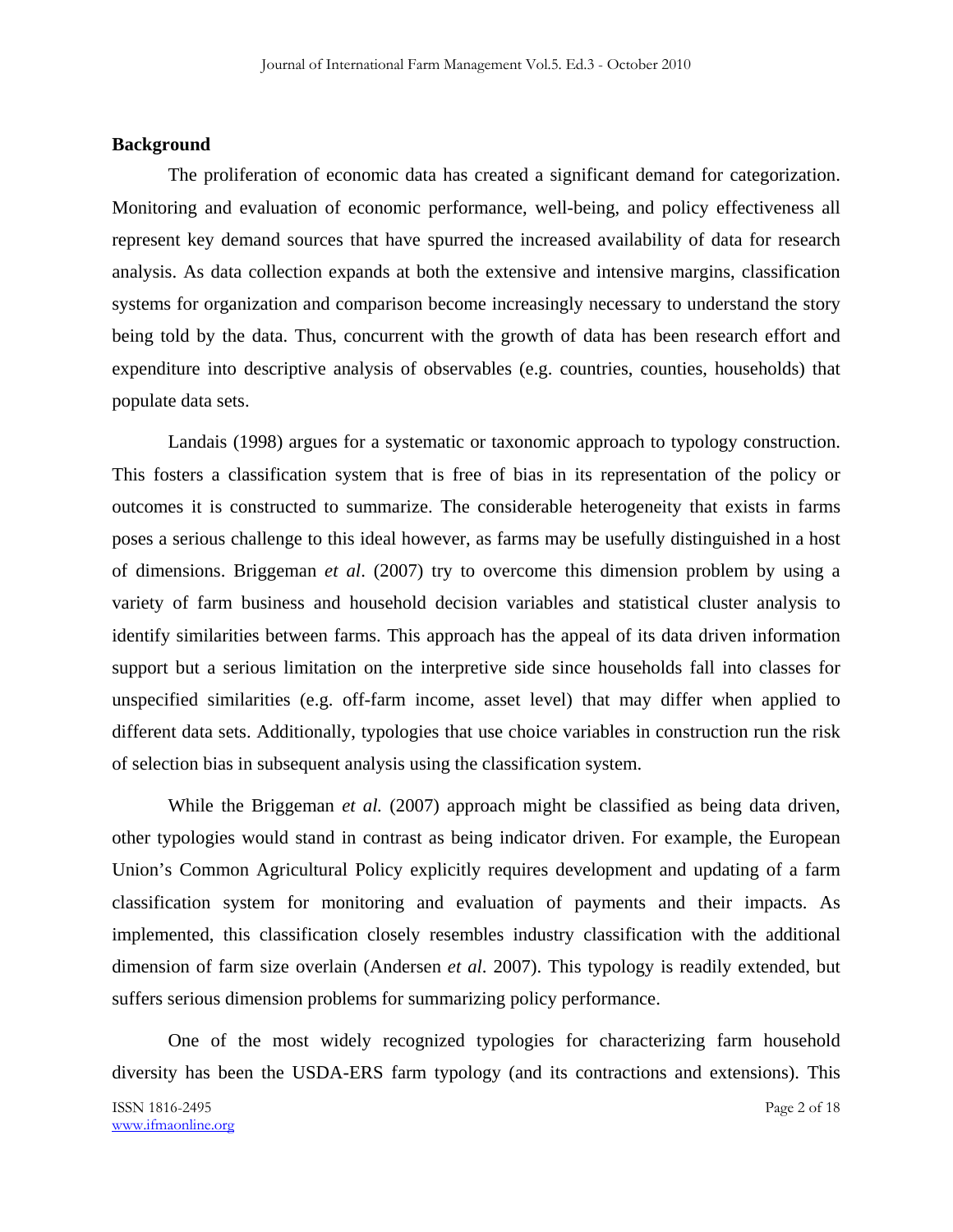**Background**

The proliferation of economic data has created a significant demand for categorization. Monitoring and evaluation of economic performance, well-being, and policy effectiveness all represent key demand sources that have spurred the increased availability of data for research analysis. As data collection expands at both the extensive and intensive margins, classification systems for organization and comparison become increasingly necessary to understand the story being told by the data. Thus, concurrent with the growth of data has been research effort and expenditure into descriptive analysis of observables (e.g. countries, counties, households) that populate data sets.

Landais (1998) argues for a systematic or taxonomic approach to typology construction. This fosters a classification system that is free of bias in its representation of the policy or outcomes it is constructed to summarize. The considerable heterogeneity that exists in farms poses a serious challenge to this ideal however, as farms may be usefully distinguished in a host of dimensions. Briggeman *et al*. (2007) try to overcome this dimension problem by using a variety of farm business and household decision variables and statistical cluster analysis to identify similarities between farms. This approach has the appeal of its data driven information support but a serious limitation on the interpretive side since households fall into classes for unspecified similarities (e.g. off-farm income, asset level) that may differ when applied to different data sets. Additionally, typologies that use choice variables in construction run the risk of selection bias in subsequent analysis using the classification system.

While the Briggeman *et al.* (2007) approach might be classified as being data driven, other typologies would stand in contrast as being indicator driven. For example, the European Union's Common Agricultural Policy explicitly requires development and updating of a farm classification system for monitoring and evaluation of payments and their impacts. As implemented, this classification closely resembles industry classification with the additional dimension of farm size overlain (Andersen *et al*. 2007). This typology is readily extended, but suffers serious dimension problems for summarizing policy performance.

One of the most widely recognized typologies for characterizing farm household diversity has been the USDA-ERS farm typology (and its contractions and extensions). This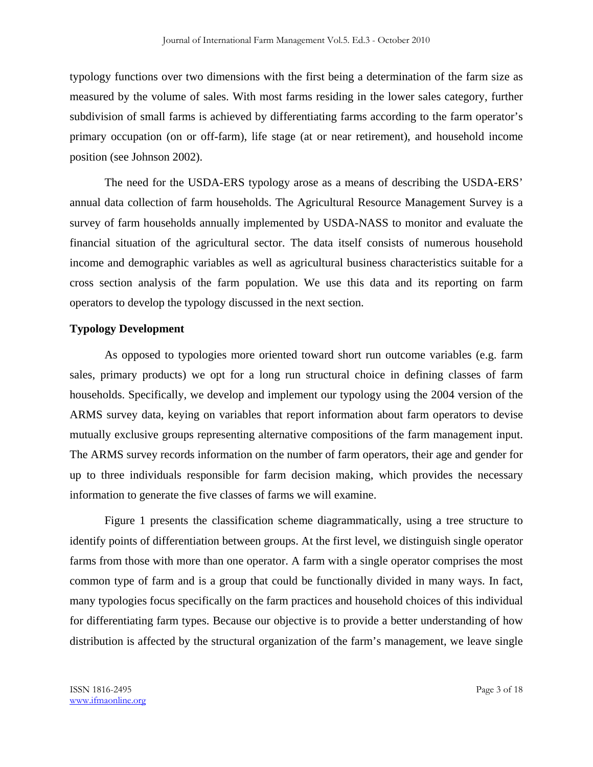typology functions over two dimensions with the first being a determination of the farm size as measured by the volume of sales. With most farms residing in the lower sales category, further subdivision of small farms is achieved by differentiating farms according to the farm operator's primary occupation (on or off-farm), life stage (at or near retirement), and household income position (see Johnson 2002).

The need for the USDA-ERS typology arose as a means of describing the USDA-ERS' annual data collection of farm households. The Agricultural Resource Management Survey is a survey of farm households annually implemented by USDA-NASS to monitor and evaluate the financial situation of the agricultural sector. The data itself consists of numerous household income and demographic variables as well as agricultural business characteristics suitable for a cross section analysis of the farm population. We use this data and its reporting on farm operators to develop the typology discussed in the next section.

## Typology Development

As opposed to typologies more oriented toward short run outcome variables (e.g. farm sales, primary products) we opt for a long run structural choice in defining classes of farm households. Specifically, we develop and implement our typology using the 2004 version of the ARMS survey data, keying on variables that report information about farm operators to devise mutually exclusive groups representing alternative compositions of the farm management input. The ARMS survey records information on the number of farm operators, their age and gender for up to three individuals responsible for farm decision making, which provides the necessary information to generate the five classes of farms we will examine.

Figure 1 presents the classification scheme diagrammatically, using a tree structure to identify points of differentiation between groups. At the first level, we distinguish single operator farms from those with more than one operator. A farm with a single operator comprises the most common type of farm and is a group that could be functionally divided in many ways. In fact, many typologies focus specifically on the farm practices and household choices of this individual for differentiating farm types. Because our objective is to provide a better understanding of how distribution is affected by the structural organization of the farm's management, we leave single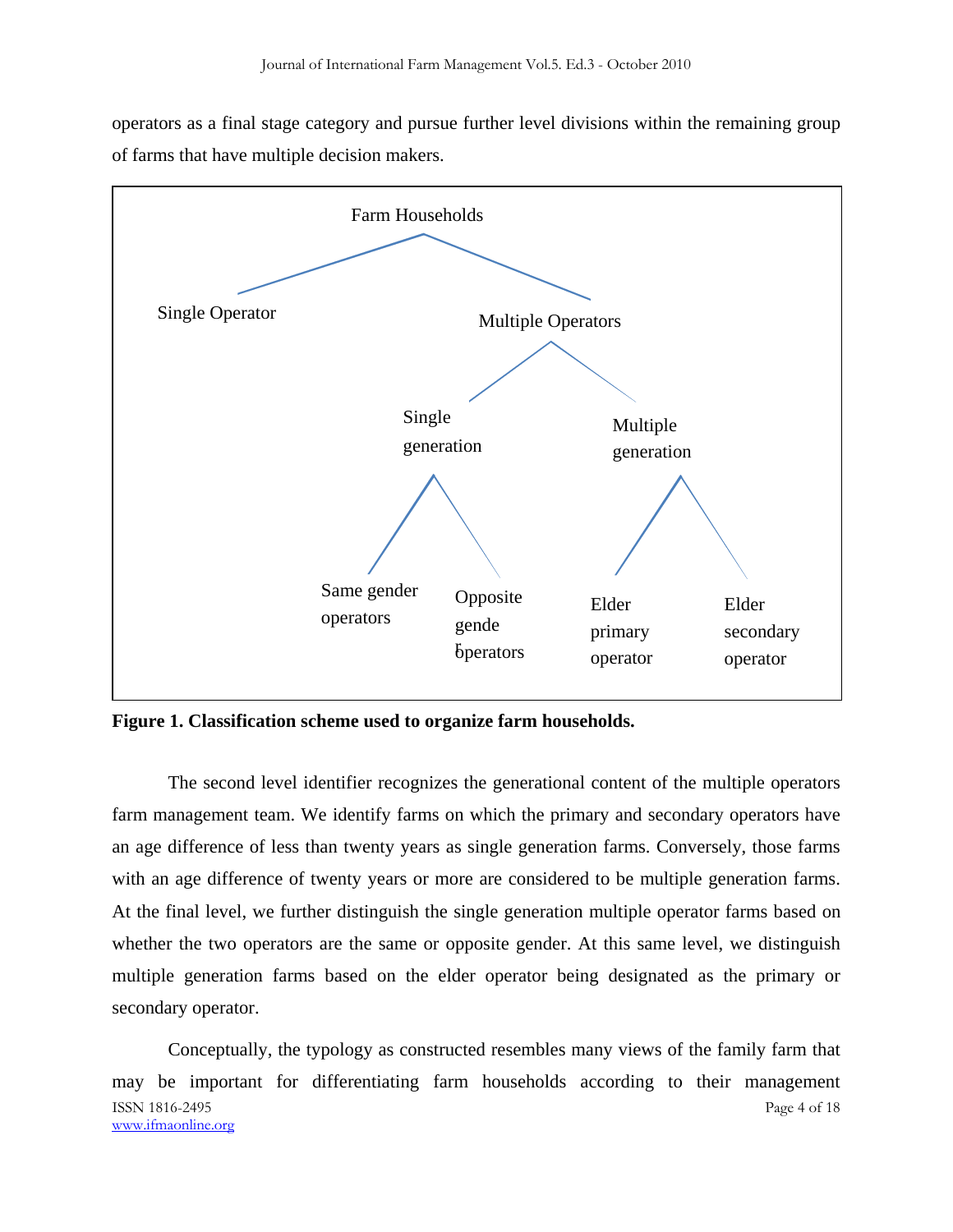operators as a final stage category and pursue further level divisions within the remaining group of farms that have multiple decision makers.

- Farm Households
  - Single Operator
  - Multiple Operators
    - Single generation
      - Same gender operators
      - Opposite gender operators
    - Multiple generation
      - Elder primary operator
      - Elder secondary operator

**Figure 1. Classification scheme used to organize farm households.**

The second level identifier recognizes the generational content of the multiple operators farm management team. We identify farms on which the primary and secondary operators have an age difference of less than twenty years as single generation farms. Conversely, those farms with an age difference of twenty years or more are considered to be multiple generation farms. At the final level, we further distinguish the single generation multiple operator farms based on whether the two operators are the same or opposite gender. At this same level, we distinguish multiple generation farms based on the elder operator being designated as the primary or secondary operator.

Conceptually, the typology as constructed resembles many views of the family farm that may be important for differentiating farm households according to their management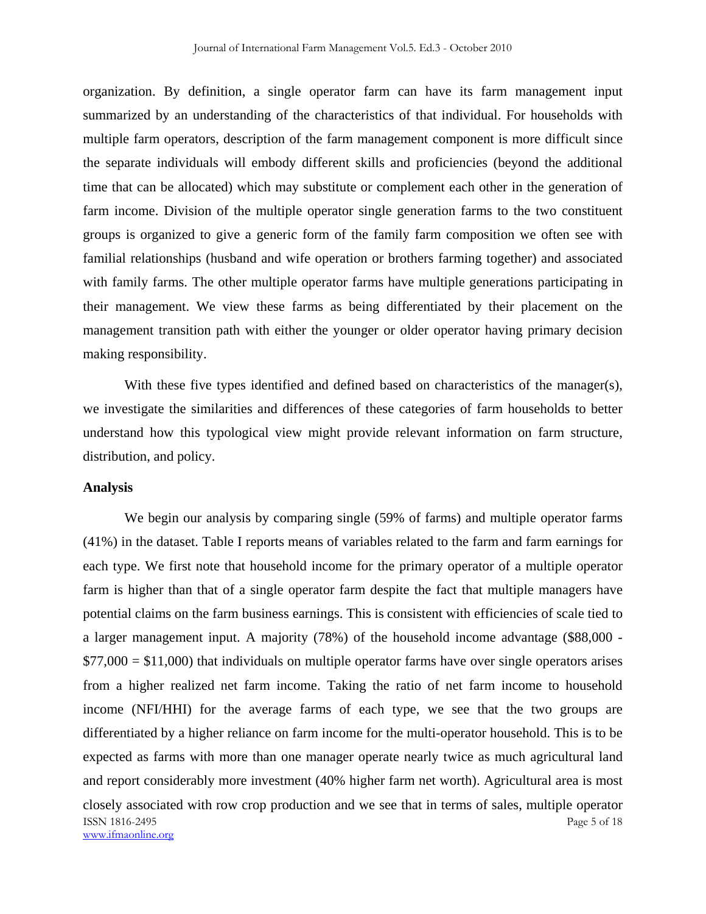organization. By definition, a single operator farm can have its farm management input summarized by an understanding of the characteristics of that individual. For households with multiple farm operators, description of the farm management component is more difficult since the separate individuals will embody different skills and proficiencies (beyond the additional time that can be allocated) which may substitute or complement each other in the generation of farm income. Division of the multiple operator single generation farms to the two constituent groups is organized to give a generic form of the family farm composition we often see with familial relationships (husband and wife operation or brothers farming together) and associated with family farms. The other multiple operator farms have multiple generations participating in their management. We view these farms as being differentiated by their placement on the management transition path with either the younger or older operator having primary decision making responsibility.

With these five types identified and defined based on characteristics of the manager(s), we investigate the similarities and differences of these categories of farm households to better understand how this typological view might provide relevant information on farm structure, distribution, and policy.

**Analysis**

We begin our analysis by comparing single (59% of farms) and multiple operator farms (41%) in the dataset. Table I reports means of variables related to the farm and farm earnings for each type. We first note that household income for the primary operator of a multiple operator farm is higher than that of a single operator farm despite the fact that multiple managers have potential claims on the farm business earnings. This is consistent with efficiencies of scale tied to a larger management input. A majority (78%) of the household income advantage ($88,000 - $77,000 = $11,000) that individuals on multiple operator farms have over single operators arises from a higher realized net farm income. Taking the ratio of net farm income to household income (NFI/HHI) for the average farms of each type, we see that the two groups are differentiated by a higher reliance on farm income for the multi-operator household. This is to be expected as farms with more than one manager operate nearly twice as much agricultural land and report considerably more investment (40% higher farm net worth). Agricultural area is most closely associated with row crop production and we see that in terms of sales, multiple operator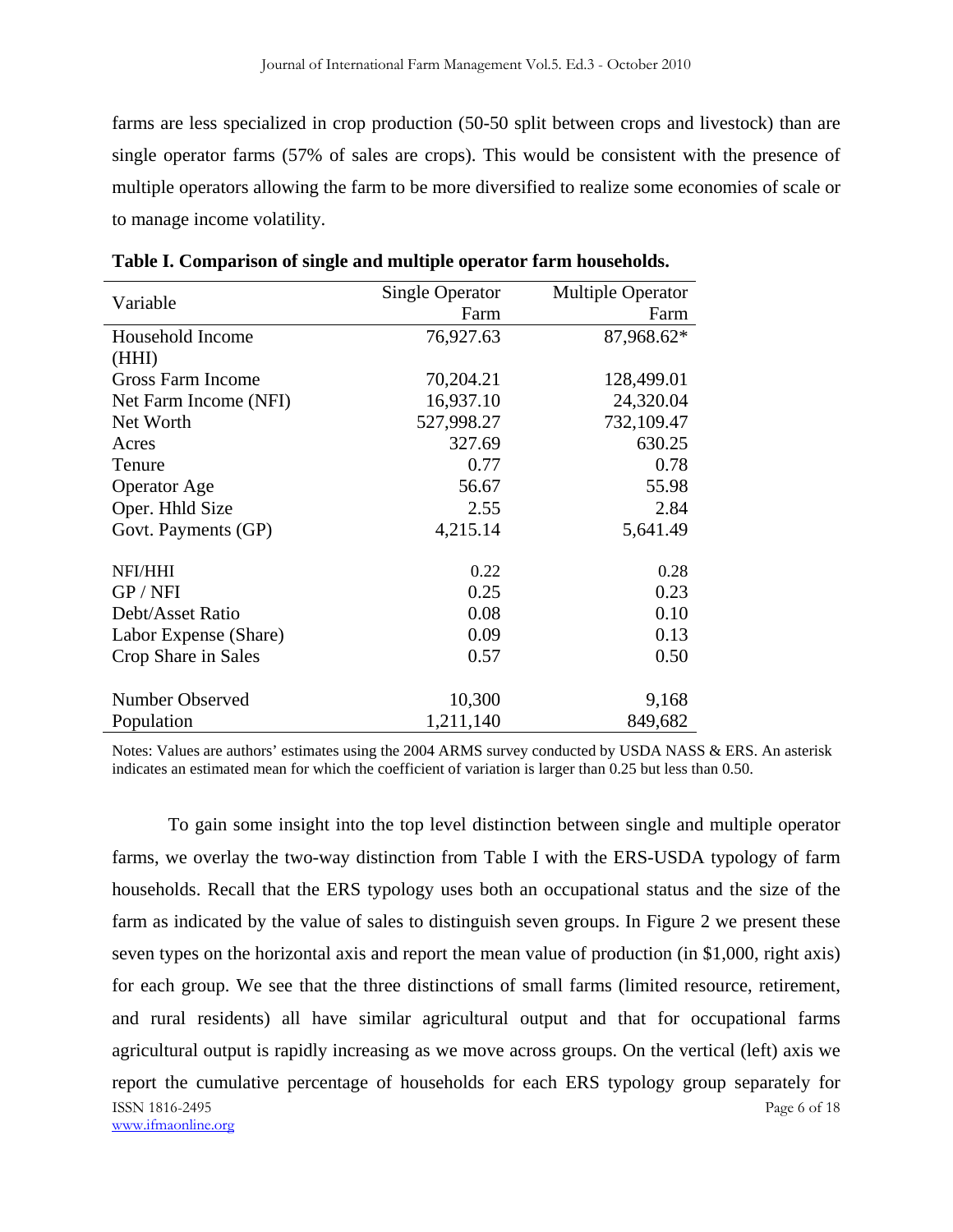farms are less specialized in crop production (50-50 split between crops and livestock) than are single operator farms (57% of sales are crops). This would be consistent with the presence of multiple operators allowing the farm to be more diversified to realize some economies of scale or to manage income volatility.

**Table I. Comparison of single and multiple operator farm households.**

| Variable | Single Operator Farm | Multiple Operator Farm |
|---|---:|---:|
| Household Income (HHI) | 76,927.63 | 87,968.62* |
| Gross Farm Income | 70,204.21 | 128,499.01 |
| Net Farm Income (NFI) | 16,937.10 | 24,320.04 |
| Net Worth | 527,998.27 | 732,109.47 |
| Acres | 327.69 | 630.25 |
| Tenure | 0.77 | 0.78 |
| Operator Age | 56.67 | 55.98 |
| Oper. Hhld Size | 2.55 | 2.84 |
| Govt. Payments (GP) | 4,215.14 | 5,641.49 |
| NFI/HHI | 0.22 | 0.28 |
| GP / NFI | 0.25 | 0.23 |
| Debt/Asset Ratio | 0.08 | 0.10 |
| Labor Expense (Share) | 0.09 | 0.13 |
| Crop Share in Sales | 0.57 | 0.50 |
| Number Observed | 10,300 | 9,168 |
| Population | 1,211,140 | 849,682 |

Notes: Values are authors' estimates using the 2004 ARMS survey conducted by USDA NASS & ERS. An asterisk indicates an estimated mean for which the coefficient of variation is larger than 0.25 but less than 0.50.

To gain some insight into the top level distinction between single and multiple operator farms, we overlay the two-way distinction from Table I with the ERS-USDA typology of farm households. Recall that the ERS typology uses both an occupational status and the size of the farm as indicated by the value of sales to distinguish seven groups. In Figure 2 we present these seven types on the horizontal axis and report the mean value of production (in $1,000, right axis) for each group. We see that the three distinctions of small farms (limited resource, retirement, and rural residents) all have similar agricultural output and that for occupational farms agricultural output is rapidly increasing as we move across groups. On the vertical (left) axis we report the cumulative percentage of households for each ERS typology group separately for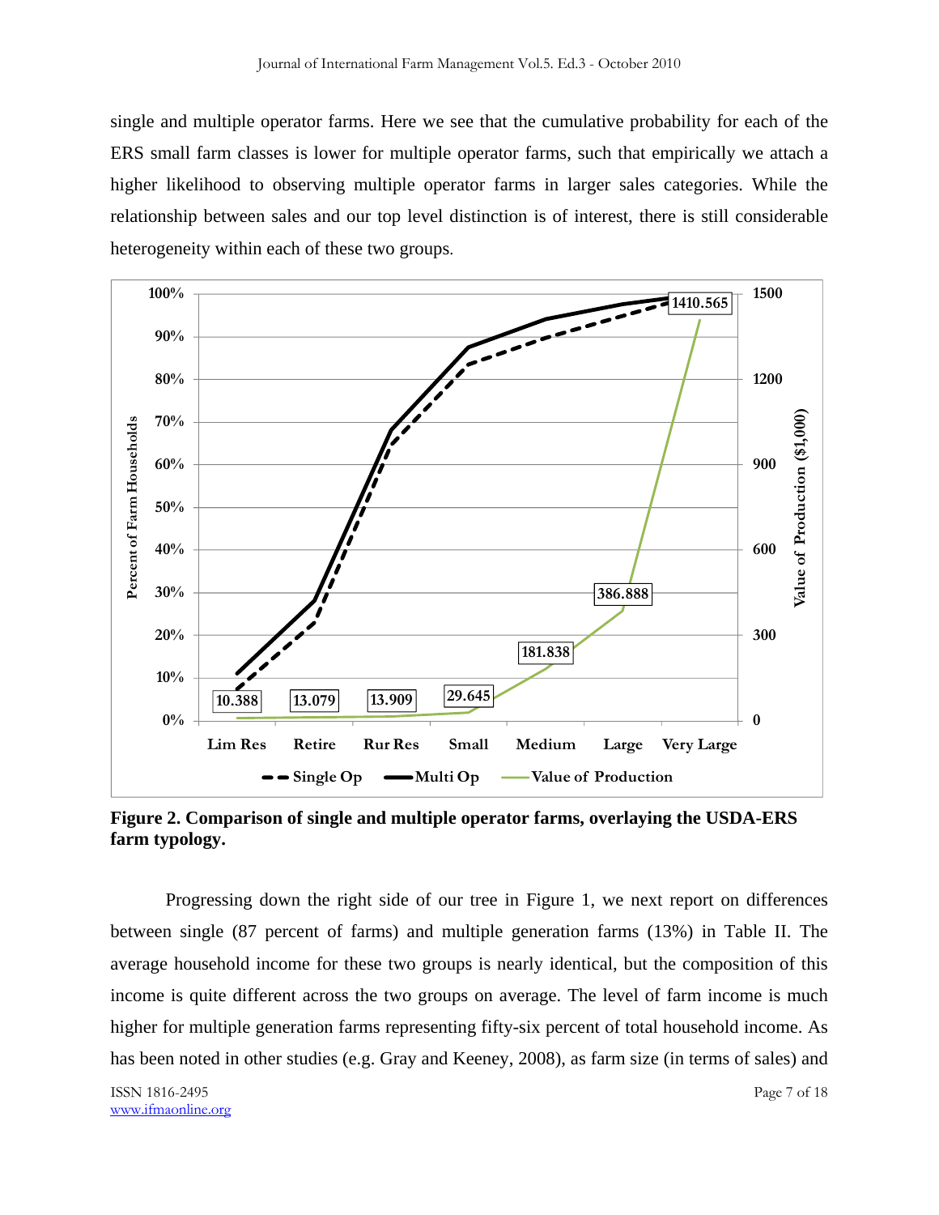single and multiple operator farms. Here we see that the cumulative probability for each of the ERS small farm classes is lower for multiple operator farms, such that empirically we attach a higher likelihood to observing multiple operator farms in larger sales categories. While the relationship between sales and our top level distinction is of interest, there is still considerable heterogeneity within each of these two groups.

**Figure 2. Comparison of single and multiple operator farms, overlaying the USDA-ERS farm typology.**

Progressing down the right side of our tree in Figure 1, we next report on differences between single (87 percent of farms) and multiple generation farms (13%) in Table II. The average household income for these two groups is nearly identical, but the composition of this income is quite different across the two groups on average. The level of farm income is much higher for multiple generation farms representing fifty-six percent of total household income. As has been noted in other studies (e.g. Gray and Keeney, 2008), as farm size (in terms of sales) and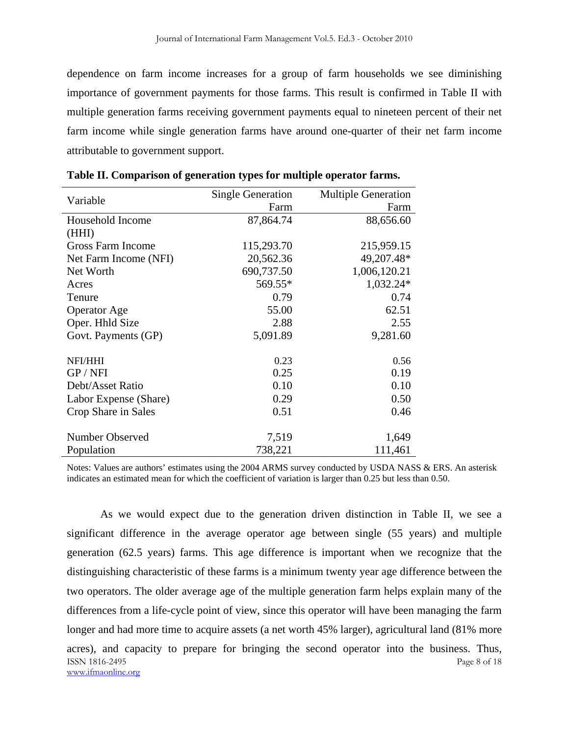dependence on farm income increases for a group of farm households we see diminishing importance of government payments for those farms. This result is confirmed in Table II with multiple generation farms receiving government payments equal to nineteen percent of their net farm income while single generation farms have around one-quarter of their net farm income attributable to government support.

**Table II. Comparison of generation types for multiple operator farms.**

| Variable | Single Generation Farm | Multiple Generation Farm |
|---|---:|---:|
| Household Income (HHI) | 87,864.74 | 88,656.60 |
| Gross Farm Income | 115,293.70 | 215,959.15 |
| Net Farm Income (NFI) | 20,562.36 | 49,207.48* |
| Net Worth | 690,737.50 | 1,006,120.21 |
| Acres | 569.55* | 1,032.24* |
| Tenure | 0.79 | 0.74 |
| Operator Age | 55.00 | 62.51 |
| Oper. Hhld Size | 2.88 | 2.55 |
| Govt. Payments (GP) | 5,091.89 | 9,281.60 |
| | | |
| NFI/HHI | 0.23 | 0.56 |
| GP / NFI | 0.25 | 0.19 |
| Debt/Asset Ratio | 0.10 | 0.10 |
| Labor Expense (Share) | 0.29 | 0.50 |
| Crop Share in Sales | 0.51 | 0.46 |
| | | |
| Number Observed | 7,519 | 1,649 |
| Population | 738,221 | 111,461 |

Notes: Values are authors' estimates using the 2004 ARMS survey conducted by USDA NASS & ERS. An asterisk indicates an estimated mean for which the coefficient of variation is larger than 0.25 but less than 0.50.

As we would expect due to the generation driven distinction in Table II, we see a significant difference in the average operator age between single (55 years) and multiple generation (62.5 years) farms. This age difference is important when we recognize that the distinguishing characteristic of these farms is a minimum twenty year age difference between the two operators. The older average age of the multiple generation farm helps explain many of the differences from a life-cycle point of view, since this operator will have been managing the farm longer and had more time to acquire assets (a net worth 45% larger), agricultural land (81% more acres), and capacity to prepare for bringing the second operator into the business. Thus,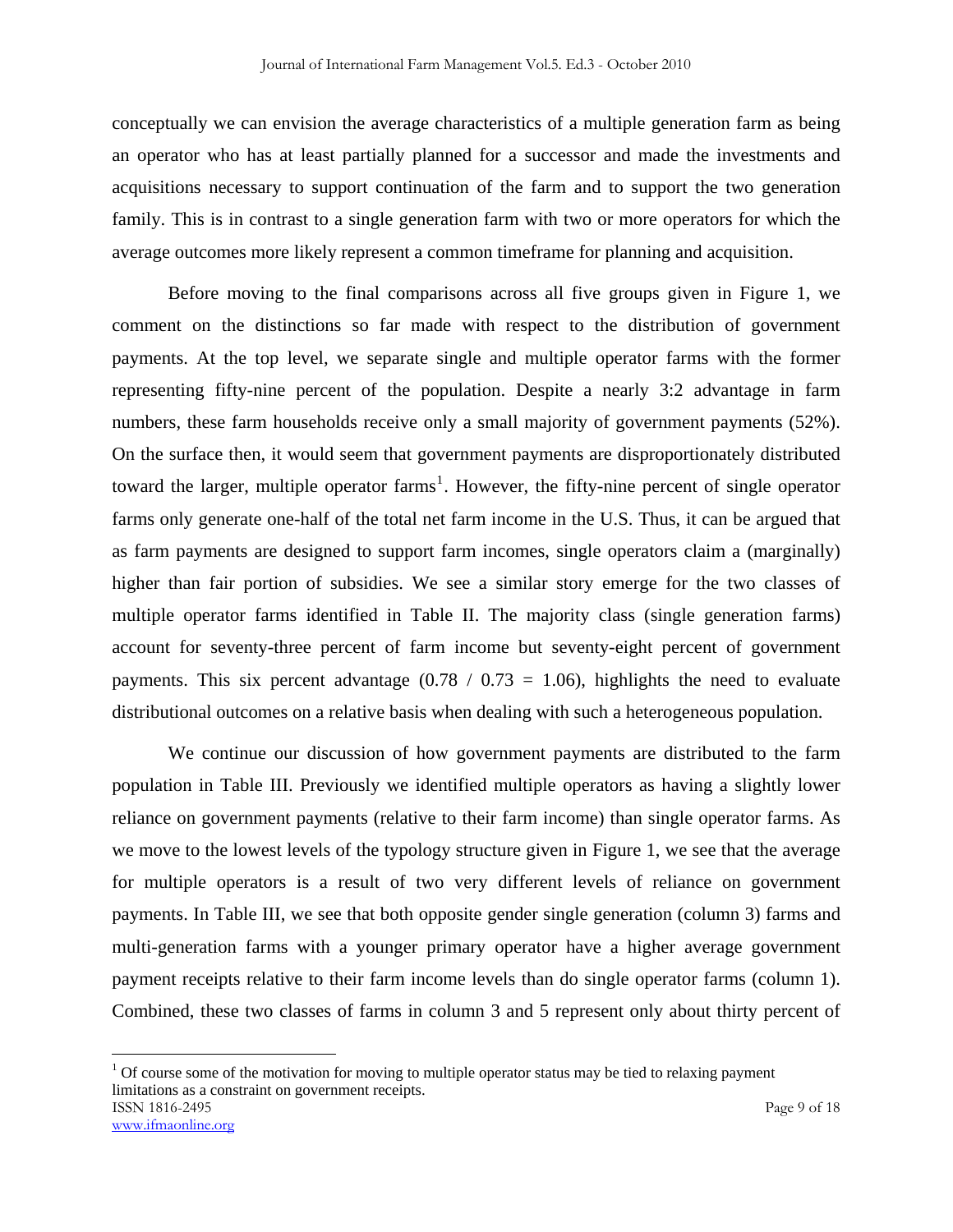conceptually we can envision the average characteristics of a multiple generation farm as being an operator who has at least partially planned for a successor and made the investments and acquisitions necessary to support continuation of the farm and to support the two generation family. This is in contrast to a single generation farm with two or more operators for which the average outcomes more likely represent a common timeframe for planning and acquisition.

Before moving to the final comparisons across all five groups given in Figure 1, we comment on the distinctions so far made with respect to the distribution of government payments. At the top level, we separate single and multiple operator farms with the former representing fifty-nine percent of the population. Despite a nearly 3:2 advantage in farm numbers, these farm households receive only a small majority of government payments (52%). On the surface then, it would seem that government payments are disproportionately distributed toward the larger, multiple operator farms[1]. However, the fifty-nine percent of single operator farms only generate one-half of the total net farm income in the U.S. Thus, it can be argued that as farm payments are designed to support farm incomes, single operators claim a (marginally) higher than fair portion of subsidies. We see a similar story emerge for the two classes of multiple operator farms identified in Table II. The majority class (single generation farms) account for seventy-three percent of farm income but seventy-eight percent of government payments. This six percent advantage (0.78 / 0.73 = 1.06), highlights the need to evaluate distributional outcomes on a relative basis when dealing with such a heterogeneous population.

We continue our discussion of how government payments are distributed to the farm population in Table III. Previously we identified multiple operators as having a slightly lower reliance on government payments (relative to their farm income) than single operator farms. As we move to the lowest levels of the typology structure given in Figure 1, we see that the average for multiple operators is a result of two very different levels of reliance on government payments. In Table III, we see that both opposite gender single generation (column 3) farms and multi-generation farms with a younger primary operator have a higher average government payment receipts relative to their farm income levels than do single operator farms (column 1). Combined, these two classes of farms in column 3 and 5 represent only about thirty percent of

[1] Of course some of the motivation for moving to multiple operator status may be tied to relaxing payment limitations as a constraint on government receipts.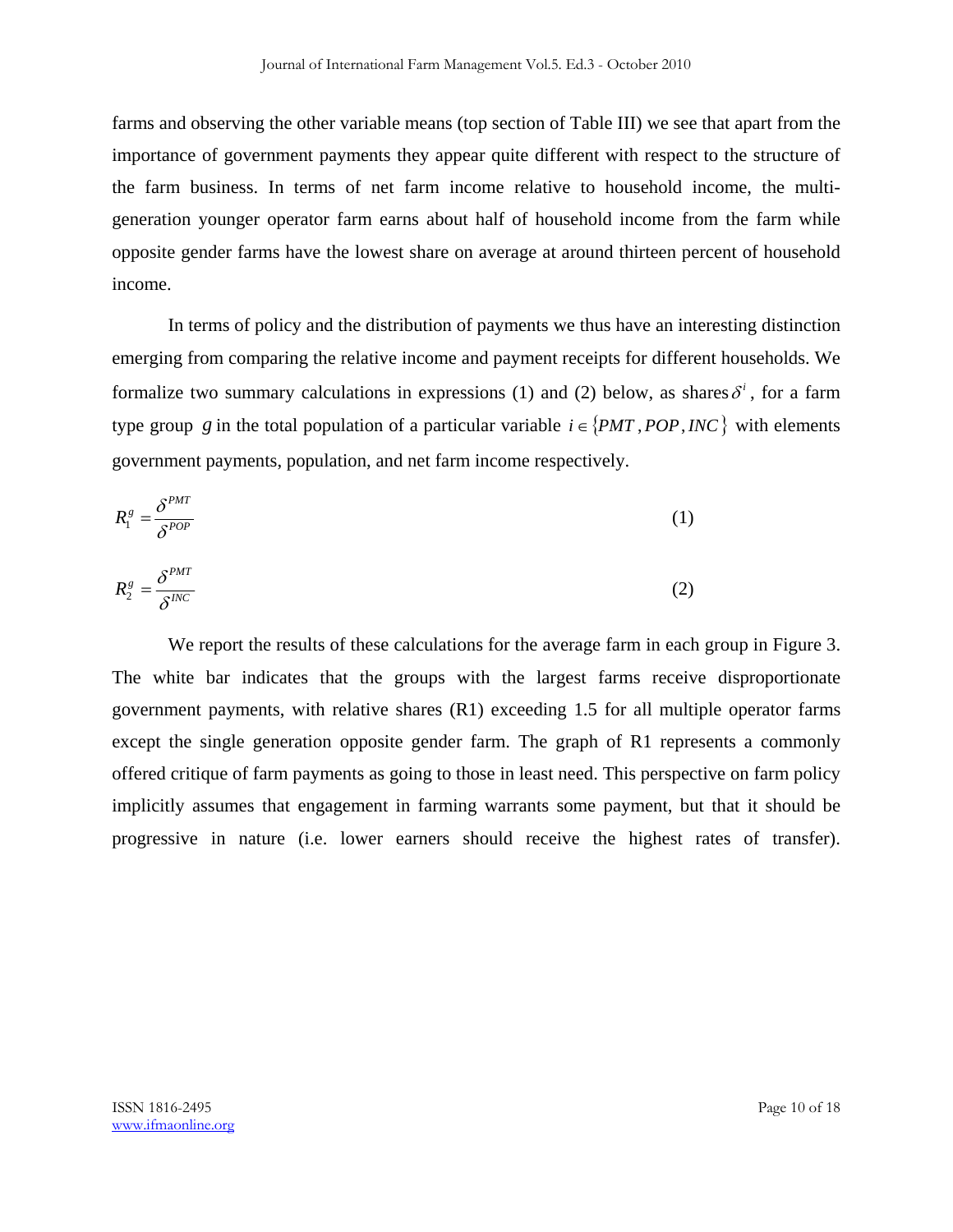farms and observing the other variable means (top section of Table III) we see that apart from the importance of government payments they appear quite different with respect to the structure of the farm business. In terms of net farm income relative to household income, the multi-generation younger operator farm earns about half of household income from the farm while opposite gender farms have the lowest share on average at around thirteen percent of household income.

In terms of policy and the distribution of payments we thus have an interesting distinction emerging from comparing the relative income and payment receipts for different households. We formalize two summary calculations in expressions (1) and (2) below, as shares $\delta^i$, for a farm type group $g$ in the total population of a particular variable $i \in \{PMT, POP, INC\}$ with elements government payments, population, and net farm income respectively.

$$R_1^g = \frac{\delta^{PMT}}{\delta^{POP}} \tag{1}$$

$$R_2^g = \frac{\delta^{PMT}}{\delta^{INC}} \tag{2}$$

We report the results of these calculations for the average farm in each group in Figure 3. The white bar indicates that the groups with the largest farms receive disproportionate government payments, with relative shares (R1) exceeding 1.5 for all multiple operator farms except the single generation opposite gender farm. The graph of R1 represents a commonly offered critique of farm payments as going to those in least need. This perspective on farm policy implicitly assumes that engagement in farming warrants some payment, but that it should be progressive in nature (i.e. lower earners should receive the highest rates of transfer).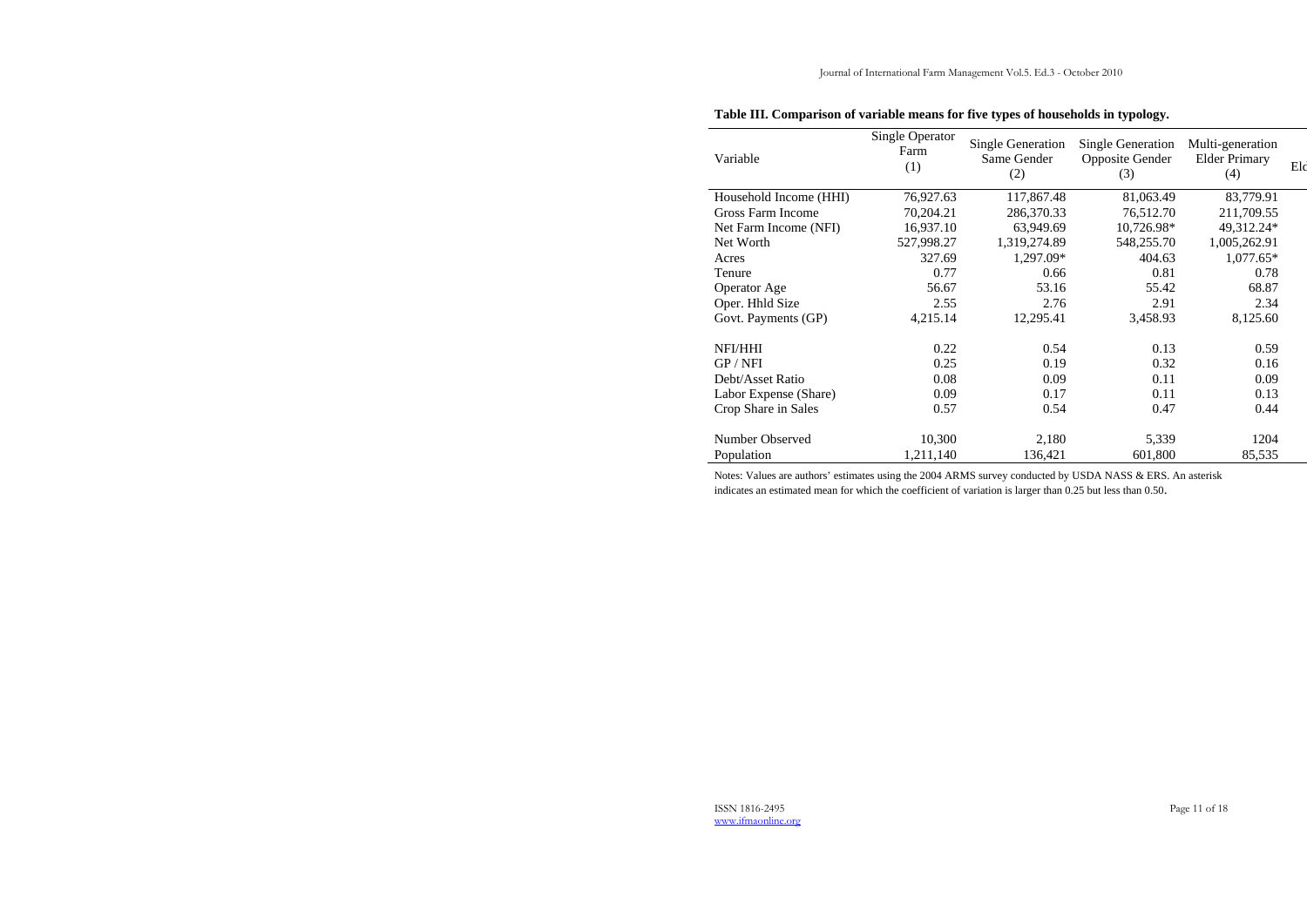**Table III. Comparison of variable means for five types of households in typology.**

| Variable | Single Operator Farm (1) | Single Generation Same Gender (2) | Single Generation Opposite Gender (3) | Multi-generation Elder Primary (4) | Eld |
|---|---|---|---|---|---|
| Household Income (HHI) | 76,927.63 | 117,867.48 | 81,063.49 | 83,779.91 | |
| Gross Farm Income | 70,204.21 | 286,370.33 | 76,512.70 | 211,709.55 | |
| Net Farm Income (NFI) | 16,937.10 | 63,949.69 | 10,726.98* | 49,312.24* | |
| Net Worth | 527,998.27 | 1,319,274.89 | 548,255.70 | 1,005,262.91 | |
| Acres | 327.69 | 1,297.09* | 404.63 | 1,077.65* | |
| Tenure | 0.77 | 0.66 | 0.81 | 0.78 | |
| Operator Age | 56.67 | 53.16 | 55.42 | 68.87 | |
| Oper. Hhld Size | 2.55 | 2.76 | 2.91 | 2.34 | |
| Govt. Payments (GP) | 4,215.14 | 12,295.41 | 3,458.93 | 8,125.60 | |
| | | | | | |
| NFI/HHI | 0.22 | 0.54 | 0.13 | 0.59 | |
| GP / NFI | 0.25 | 0.19 | 0.32 | 0.16 | |
| Debt/Asset Ratio | 0.08 | 0.09 | 0.11 | 0.09 | |
| Labor Expense (Share) | 0.09 | 0.17 | 0.11 | 0.13 | |
| Crop Share in Sales | 0.57 | 0.54 | 0.47 | 0.44 | |
| | | | | | |
| Number Observed | 10,300 | 2,180 | 5,339 | 1204 | |
| Population | 1,211,140 | 136,421 | 601,800 | 85,535 | |

Notes: Values are authors' estimates using the 2004 ARMS survey conducted by USDA NASS & ERS. An asterisk indicates an estimated mean for which the coefficient of variation is larger than 0.25 but less than 0.50.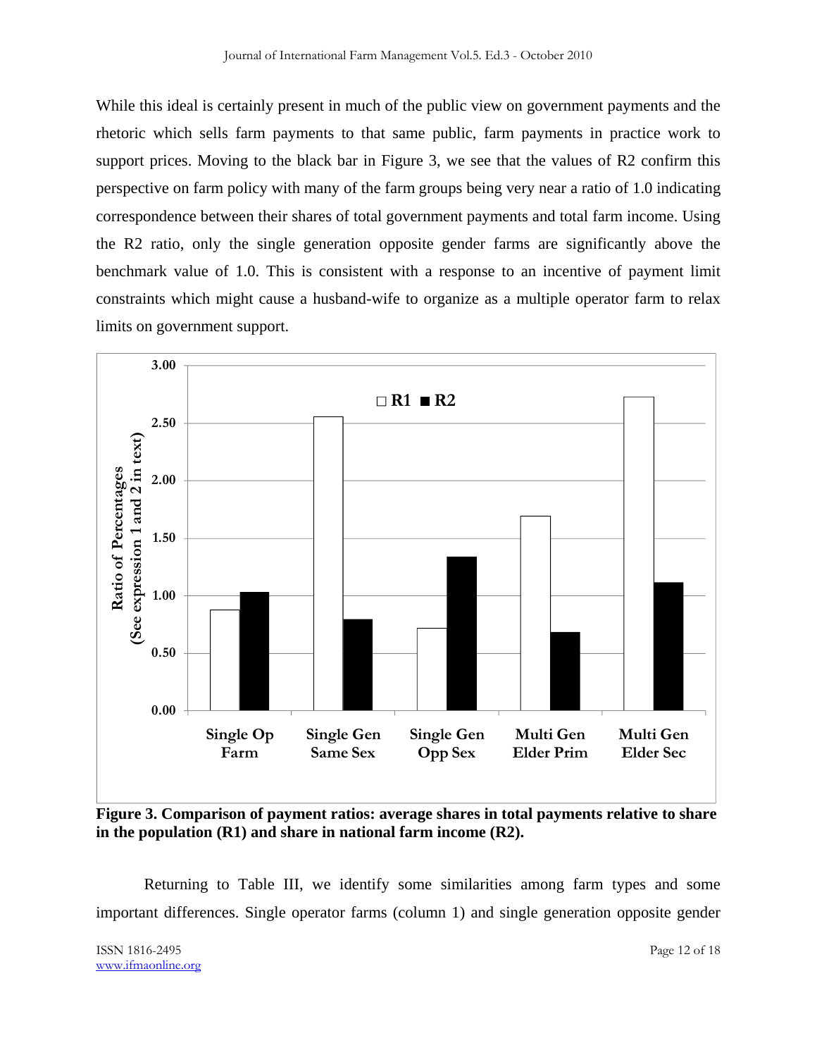While this ideal is certainly present in much of the public view on government payments and the rhetoric which sells farm payments to that same public, farm payments in practice work to support prices. Moving to the black bar in Figure 3, we see that the values of R2 confirm this perspective on farm policy with many of the farm groups being very near a ratio of 1.0 indicating correspondence between their shares of total government payments and total farm income. Using the R2 ratio, only the single generation opposite gender farms are significantly above the benchmark value of 1.0. This is consistent with a response to an incentive of payment limit constraints which might cause a husband-wife to organize as a multiple operator farm to relax limits on government support.

**Figure 3. Comparison of payment ratios: average shares in total payments relative to share in the population (R1) and share in national farm income (R2).**

Returning to Table III, we identify some similarities among farm types and some important differences. Single operator farms (column 1) and single generation opposite gender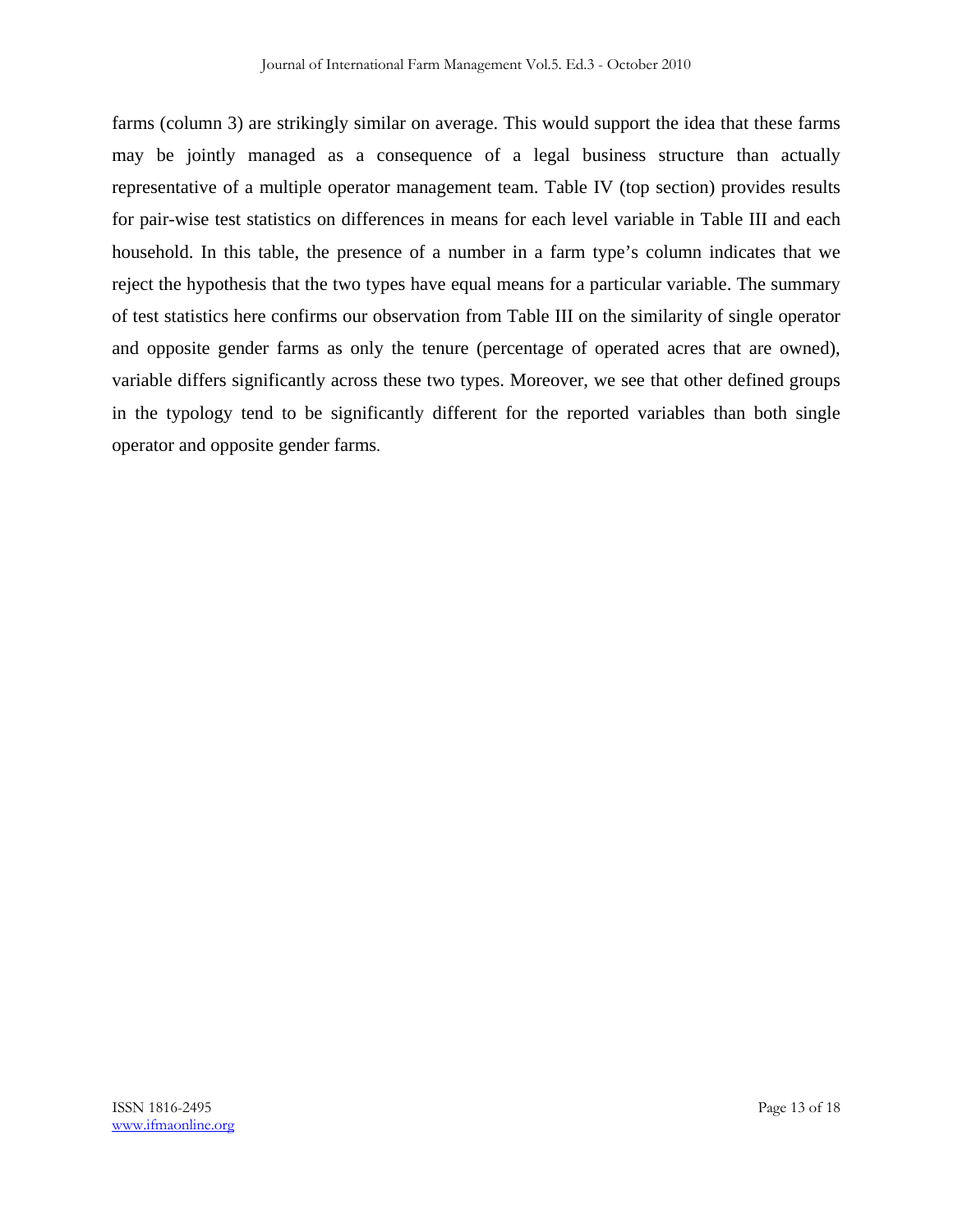farms (column 3) are strikingly similar on average. This would support the idea that these farms may be jointly managed as a consequence of a legal business structure than actually representative of a multiple operator management team. Table IV (top section) provides results for pair-wise test statistics on differences in means for each level variable in Table III and each household. In this table, the presence of a number in a farm type's column indicates that we reject the hypothesis that the two types have equal means for a particular variable. The summary of test statistics here confirms our observation from Table III on the similarity of single operator and opposite gender farms as only the tenure (percentage of operated acres that are owned), variable differs significantly across these two types. Moreover, we see that other defined groups in the typology tend to be significantly different for the reported variables than both single operator and opposite gender farms.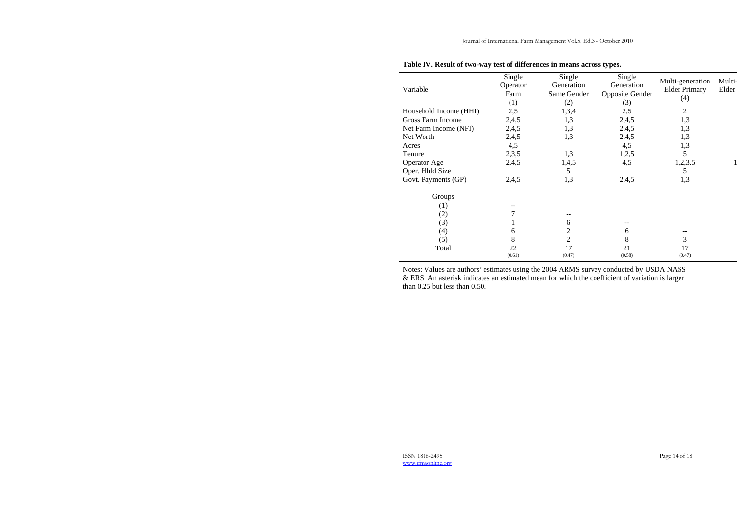**Table IV. Result of two-way test of differences in means across types.**

| Variable | Single Operator Farm (1) | Single Generation Same Gender (2) | Single Generation Opposite Gender (3) | Multi-generation Elder Primary (4) | Multi- Elder |
|---|---|---|---|---|---|
| Household Income (HHI) | 2,5 | 1,3,4 | 2,5 | 2 | |
| Gross Farm Income | 2,4,5 | 1,3 | 2,4,5 | 1,3 | |
| Net Farm Income (NFI) | 2,4,5 | 1,3 | 2,4,5 | 1,3 | |
| Net Worth | 2,4,5 | 1,3 | 2,4,5 | 1,3 | |
| Acres | 4,5 | | 4,5 | 1,3 | |
| Tenure | 2,3,5 | 1,3 | 1,2,5 | 5 | |
| Operator Age | 2,4,5 | 1,4,5 | 4,5 | 1,2,3,5 | 1 |
| Oper. Hhld Size | | 5 | | 5 | |
| Govt. Payments (GP) | 2,4,5 | 1,3 | 2,4,5 | 1,3 | |
| Groups | | | | | |
| (1) | -- | | | | |
| (2) | 7 | -- | | | |
| (3) | 1 | 6 | -- | | |
| (4) | 6 | 2 | 6 | -- | |
| (5) | 8 | 2 | 8 | 3 | |
| Total | 22 (0.61) | 17 (0.47) | 21 (0.58) | 17 (0.47) | |

Notes: Values are authors' estimates using the 2004 ARMS survey conducted by USDA NASS & ERS. An asterisk indicates an estimated mean for which the coefficient of variation is larger than 0.25 but less than 0.50.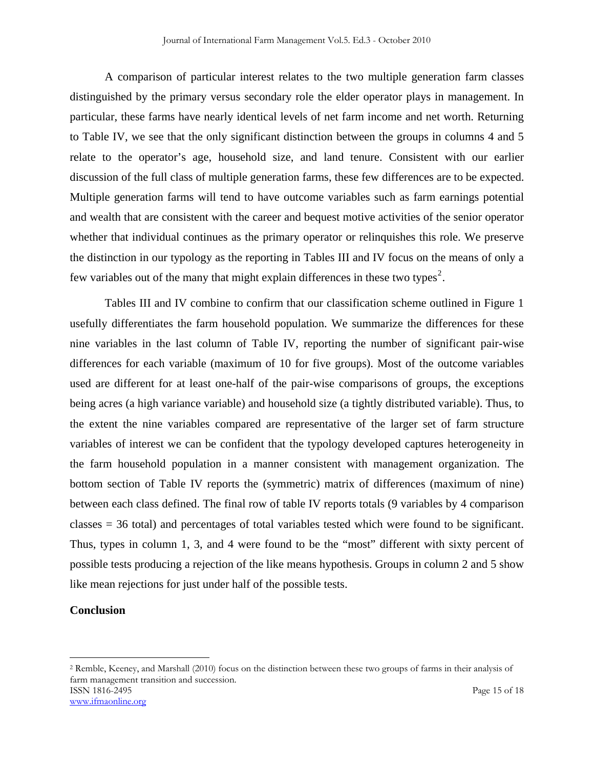A comparison of particular interest relates to the two multiple generation farm classes distinguished by the primary versus secondary role the elder operator plays in management. In particular, these farms have nearly identical levels of net farm income and net worth. Returning to Table IV, we see that the only significant distinction between the groups in columns 4 and 5 relate to the operator's age, household size, and land tenure. Consistent with our earlier discussion of the full class of multiple generation farms, these few differences are to be expected. Multiple generation farms will tend to have outcome variables such as farm earnings potential and wealth that are consistent with the career and bequest motive activities of the senior operator whether that individual continues as the primary operator or relinquishes this role. We preserve the distinction in our typology as the reporting in Tables III and IV focus on the means of only a few variables out of the many that might explain differences in these two types[2].

Tables III and IV combine to confirm that our classification scheme outlined in Figure 1 usefully differentiates the farm household population. We summarize the differences for these nine variables in the last column of Table IV, reporting the number of significant pair-wise differences for each variable (maximum of 10 for five groups). Most of the outcome variables used are different for at least one-half of the pair-wise comparisons of groups, the exceptions being acres (a high variance variable) and household size (a tightly distributed variable). Thus, to the extent the nine variables compared are representative of the larger set of farm structure variables of interest we can be confident that the typology developed captures heterogeneity in the farm household population in a manner consistent with management organization. The bottom section of Table IV reports the (symmetric) matrix of differences (maximum of nine) between each class defined. The final row of table IV reports totals (9 variables by 4 comparison classes = 36 total) and percentages of total variables tested which were found to be significant. Thus, types in column 1, 3, and 4 were found to be the "most" different with sixty percent of possible tests producing a rejection of the like means hypothesis. Groups in column 2 and 5 show like mean rejections for just under half of the possible tests.

**Conclusion**

[2] Remble, Keeney, and Marshall (2010) focus on the distinction between these two groups of farms in their analysis of farm management transition and succession.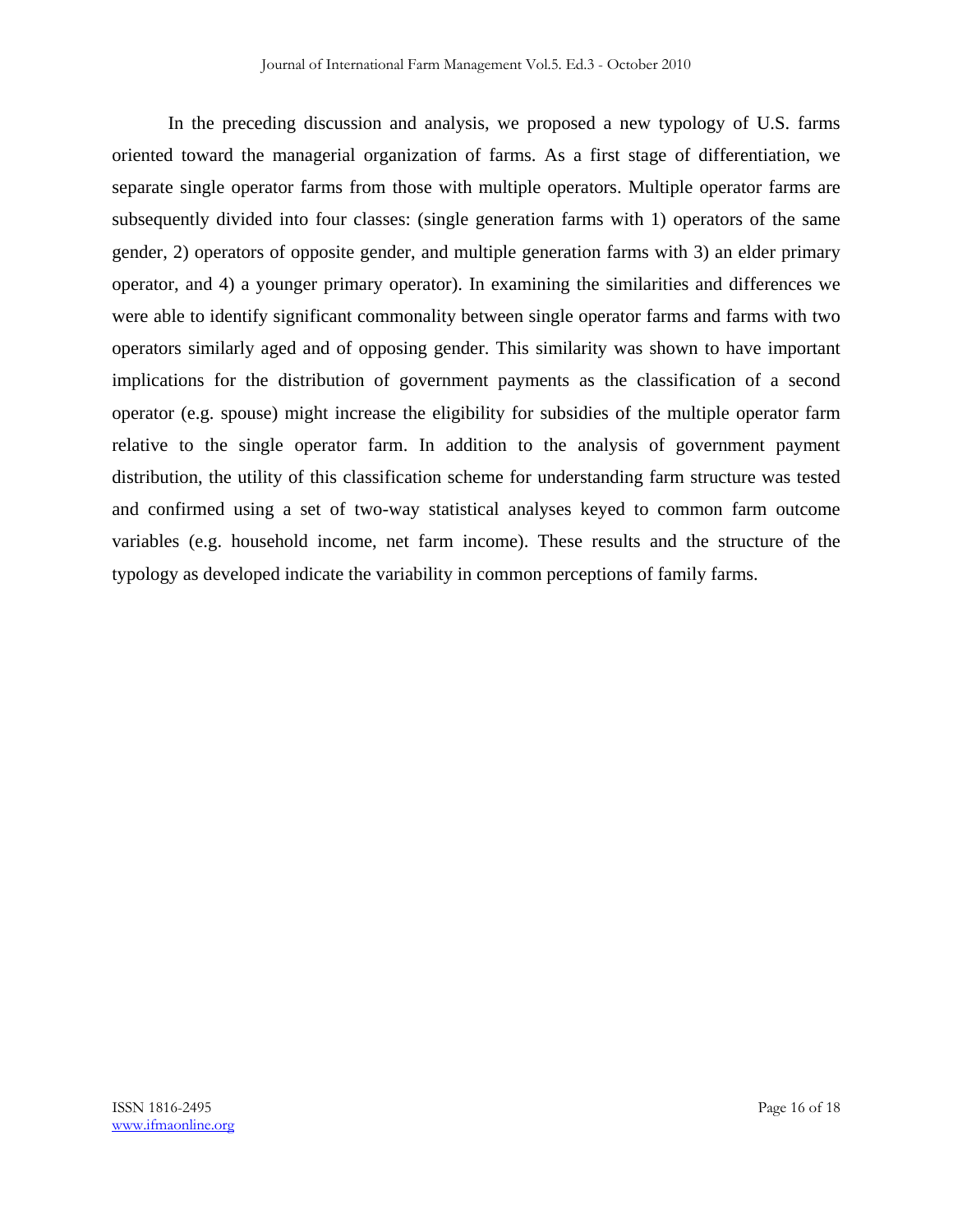In the preceding discussion and analysis, we proposed a new typology of U.S. farms oriented toward the managerial organization of farms. As a first stage of differentiation, we separate single operator farms from those with multiple operators. Multiple operator farms are subsequently divided into four classes: (single generation farms with 1) operators of the same gender, 2) operators of opposite gender, and multiple generation farms with 3) an elder primary operator, and 4) a younger primary operator). In examining the similarities and differences we were able to identify significant commonality between single operator farms and farms with two operators similarly aged and of opposing gender. This similarity was shown to have important implications for the distribution of government payments as the classification of a second operator (e.g. spouse) might increase the eligibility for subsidies of the multiple operator farm relative to the single operator farm. In addition to the analysis of government payment distribution, the utility of this classification scheme for understanding farm structure was tested and confirmed using a set of two-way statistical analyses keyed to common farm outcome variables (e.g. household income, net farm income). These results and the structure of the typology as developed indicate the variability in common perceptions of family farms.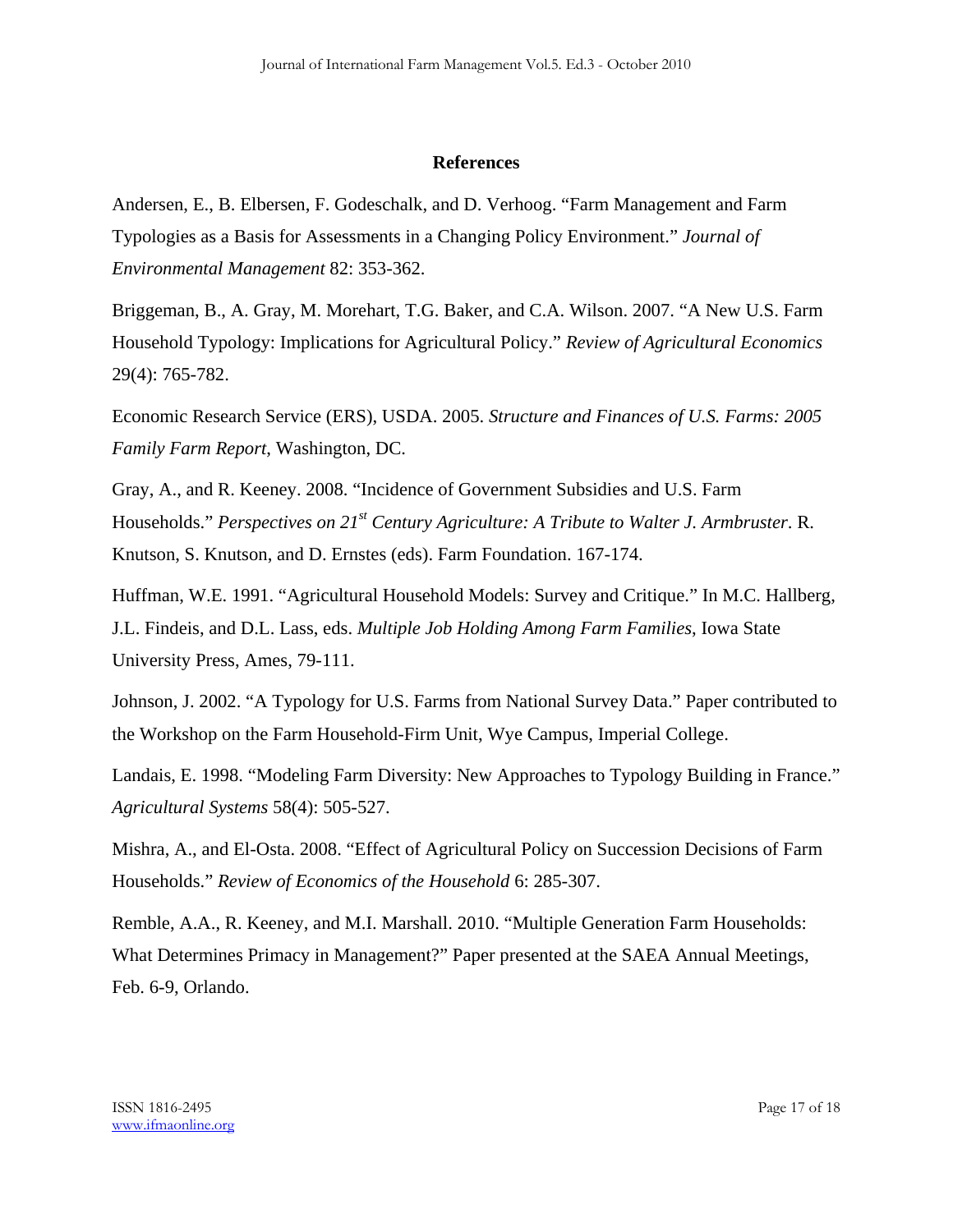## References

Andersen, E., B. Elbersen, F. Godeschalk, and D. Verhoog. "Farm Management and Farm Typologies as a Basis for Assessments in a Changing Policy Environment." *Journal of Environmental Management* 82: 353-362.

Briggeman, B., A. Gray, M. Morehart, T.G. Baker, and C.A. Wilson. 2007. "A New U.S. Farm Household Typology: Implications for Agricultural Policy." *Review of Agricultural Economics* 29(4): 765-782.

Economic Research Service (ERS), USDA. 2005. *Structure and Finances of U.S. Farms: 2005 Family Farm Report*, Washington, DC.

Gray, A., and R. Keeney. 2008. "Incidence of Government Subsidies and U.S. Farm Households." *Perspectives on 21st Century Agriculture: A Tribute to Walter J. Armbruster*. R. Knutson, S. Knutson, and D. Ernstes (eds). Farm Foundation. 167-174.

Huffman, W.E. 1991. "Agricultural Household Models: Survey and Critique." In M.C. Hallberg, J.L. Findeis, and D.L. Lass, eds. *Multiple Job Holding Among Farm Families*, Iowa State University Press, Ames, 79-111.

Johnson, J. 2002. "A Typology for U.S. Farms from National Survey Data." Paper contributed to the Workshop on the Farm Household-Firm Unit, Wye Campus, Imperial College.

Landais, E. 1998. "Modeling Farm Diversity: New Approaches to Typology Building in France." *Agricultural Systems* 58(4): 505-527.

Mishra, A., and El-Osta. 2008. "Effect of Agricultural Policy on Succession Decisions of Farm Households." *Review of Economics of the Household* 6: 285-307.

Remble, A.A., R. Keeney, and M.I. Marshall. 2010. "Multiple Generation Farm Households: What Determines Primacy in Management?" Paper presented at the SAEA Annual Meetings, Feb. 6-9, Orlando.